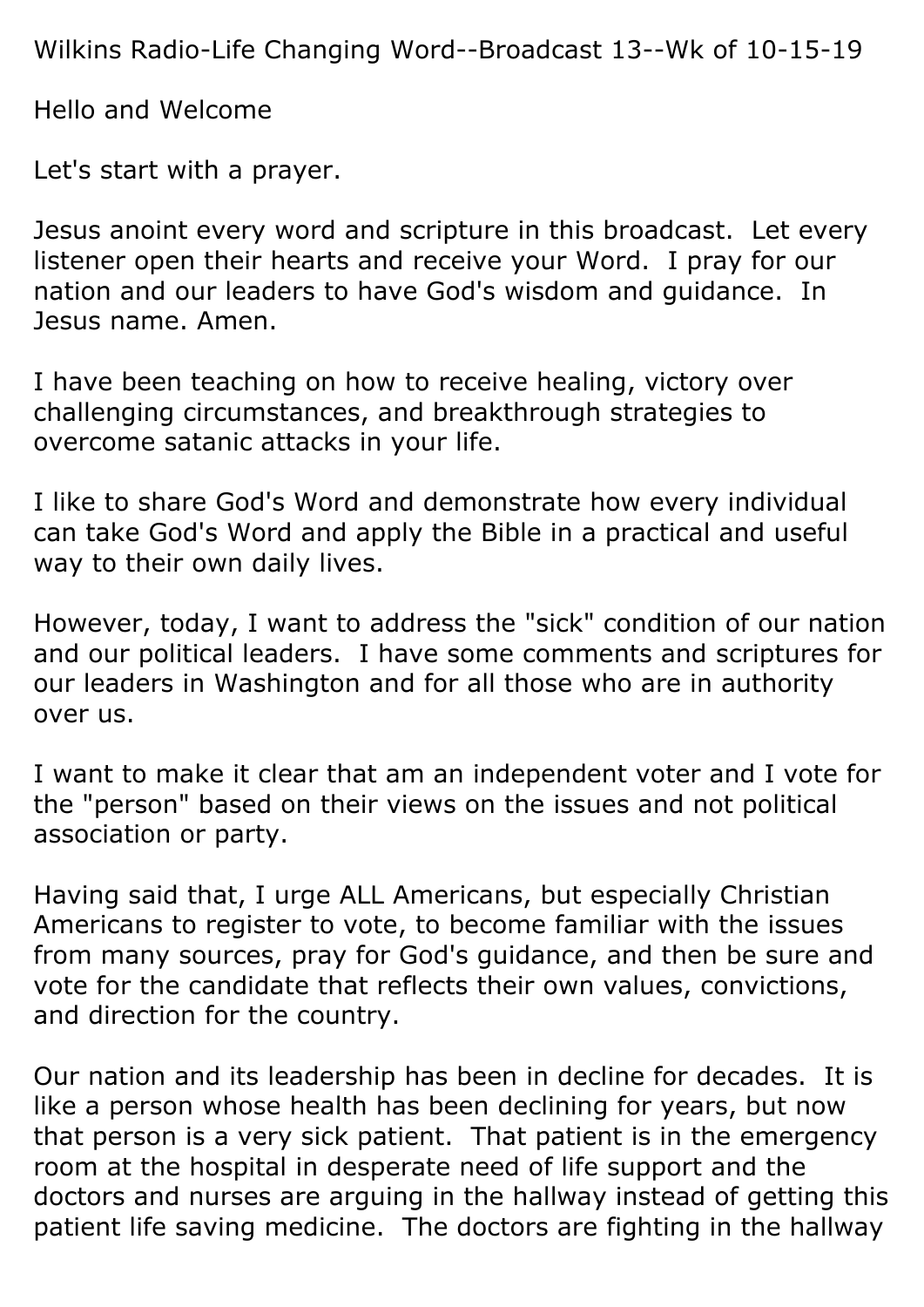Wilkins Radio-Life Changing Word--Broadcast 13--Wk of 10-15-19

Hello and Welcome

Let's start with a prayer.

Jesus anoint every word and scripture in this broadcast. Let every listener open their hearts and receive your Word. I pray for our nation and our leaders to have God's wisdom and guidance. In Jesus name. Amen.

I have been teaching on how to receive healing, victory over challenging circumstances, and breakthrough strategies to overcome satanic attacks in your life.

I like to share God's Word and demonstrate how every individual can take God's Word and apply the Bible in a practical and useful way to their own daily lives.

However, today, I want to address the "sick" condition of our nation and our political leaders. I have some comments and scriptures for our leaders in Washington and for all those who are in authority over us.

I want to make it clear that am an independent voter and I vote for the "person" based on their views on the issues and not political association or party.

Having said that, I urge ALL Americans, but especially Christian Americans to register to vote, to become familiar with the issues from many sources, pray for God's guidance, and then be sure and vote for the candidate that reflects their own values, convictions, and direction for the country.

Our nation and its leadership has been in decline for decades. It is like a person whose health has been declining for years, but now that person is a very sick patient. That patient is in the emergency room at the hospital in desperate need of life support and the doctors and nurses are arguing in the hallway instead of getting this patient life saving medicine. The doctors are fighting in the hallway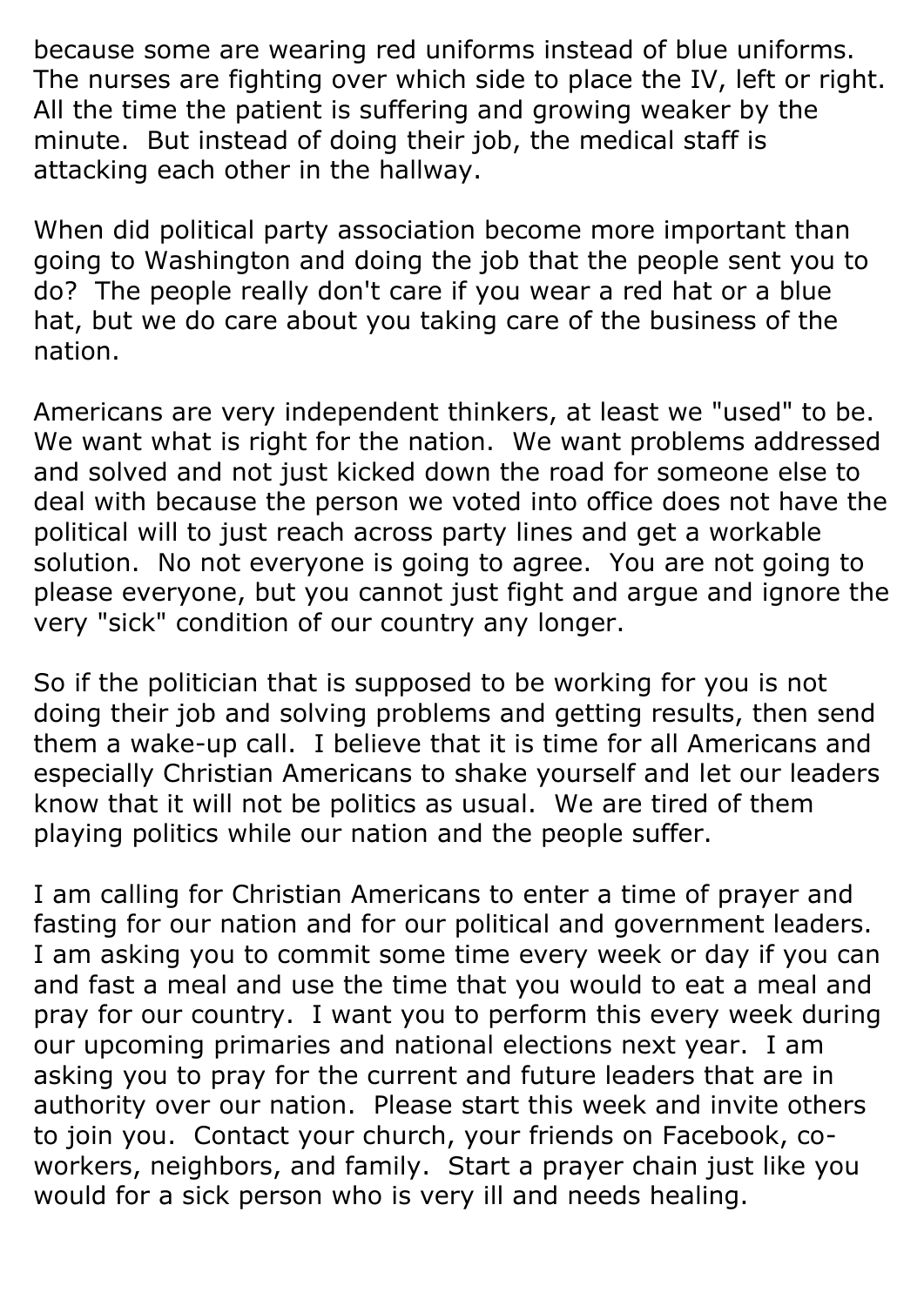because some are wearing red uniforms instead of blue uniforms. The nurses are fighting over which side to place the IV, left or right. All the time the patient is suffering and growing weaker by the minute. But instead of doing their job, the medical staff is attacking each other in the hallway.

When did political party association become more important than going to Washington and doing the job that the people sent you to do? The people really don't care if you wear a red hat or a blue hat, but we do care about you taking care of the business of the nation.

Americans are very independent thinkers, at least we "used" to be. We want what is right for the nation. We want problems addressed and solved and not just kicked down the road for someone else to deal with because the person we voted into office does not have the political will to just reach across party lines and get a workable solution. No not everyone is going to agree. You are not going to please everyone, but you cannot just fight and argue and ignore the very "sick" condition of our country any longer.

So if the politician that is supposed to be working for you is not doing their job and solving problems and getting results, then send them a wake-up call. I believe that it is time for all Americans and especially Christian Americans to shake yourself and let our leaders know that it will not be politics as usual. We are tired of them playing politics while our nation and the people suffer.

I am calling for Christian Americans to enter a time of prayer and fasting for our nation and for our political and government leaders. I am asking you to commit some time every week or day if you can and fast a meal and use the time that you would to eat a meal and pray for our country. I want you to perform this every week during our upcoming primaries and national elections next year. I am asking you to pray for the current and future leaders that are in authority over our nation. Please start this week and invite others to join you. Contact your church, your friends on Facebook, co-workers, neighbors, and family. Start a prayer chain just like you would for a sick person who is very ill and needs healing.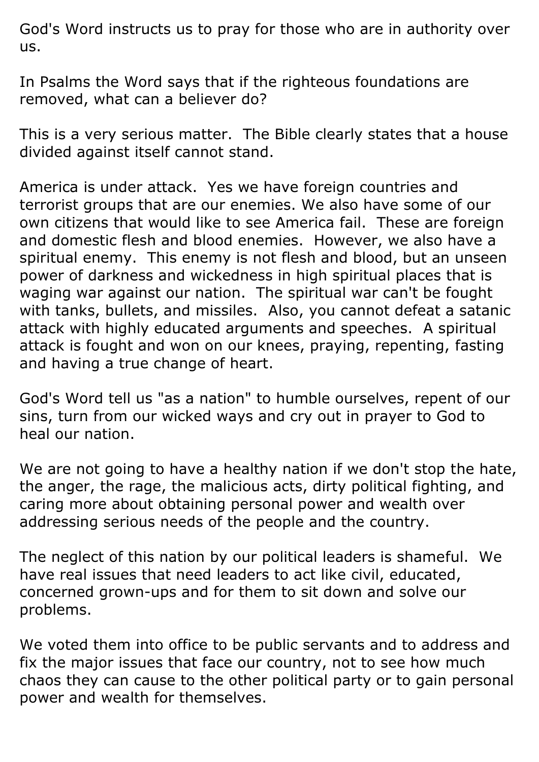God's Word instructs us to pray for those who are in authority over us.

In Psalms the Word says that if the righteous foundations are removed, what can a believer do?

This is a very serious matter. The Bible clearly states that a house divided against itself cannot stand.

America is under attack. Yes we have foreign countries and terrorist groups that are our enemies. We also have some of our own citizens that would like to see America fail. These are foreign and domestic flesh and blood enemies. However, we also have a spiritual enemy. This enemy is not flesh and blood, but an unseen power of darkness and wickedness in high spiritual places that is waging war against our nation. The spiritual war can't be fought with tanks, bullets, and missiles. Also, you cannot defeat a satanic attack with highly educated arguments and speeches. A spiritual attack is fought and won on our knees, praying, repenting, fasting and having a true change of heart.

God's Word tell us "as a nation" to humble ourselves, repent of our sins, turn from our wicked ways and cry out in prayer to God to heal our nation.

We are not going to have a healthy nation if we don't stop the hate, the anger, the rage, the malicious acts, dirty political fighting, and caring more about obtaining personal power and wealth over addressing serious needs of the people and the country.

The neglect of this nation by our political leaders is shameful. We have real issues that need leaders to act like civil, educated, concerned grown-ups and for them to sit down and solve our problems.

We voted them into office to be public servants and to address and fix the major issues that face our country, not to see how much chaos they can cause to the other political party or to gain personal power and wealth for themselves.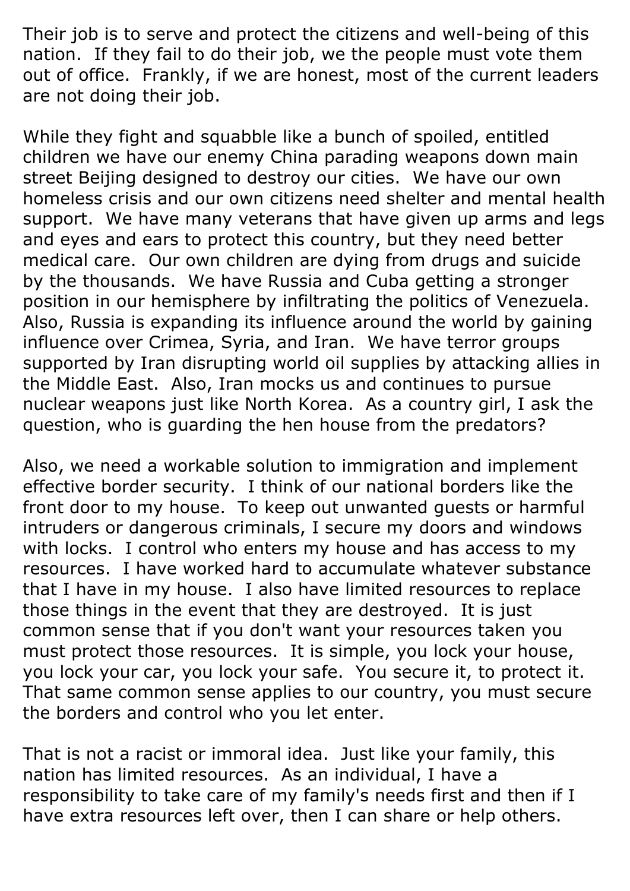Their job is to serve and protect the citizens and well-being of this nation. If they fail to do their job, we the people must vote them out of office. Frankly, if we are honest, most of the current leaders are not doing their job.

While they fight and squabble like a bunch of spoiled, entitled children we have our enemy China parading weapons down main street Beijing designed to destroy our cities. We have our own homeless crisis and our own citizens need shelter and mental health support. We have many veterans that have given up arms and legs and eyes and ears to protect this country, but they need better medical care. Our own children are dying from drugs and suicide by the thousands. We have Russia and Cuba getting a stronger position in our hemisphere by infiltrating the politics of Venezuela. Also, Russia is expanding its influence around the world by gaining influence over Crimea, Syria, and Iran. We have terror groups supported by Iran disrupting world oil supplies by attacking allies in the Middle East. Also, Iran mocks us and continues to pursue nuclear weapons just like North Korea. As a country girl, I ask the question, who is guarding the hen house from the predators?

Also, we need a workable solution to immigration and implement effective border security. I think of our national borders like the front door to my house. To keep out unwanted guests or harmful intruders or dangerous criminals, I secure my doors and windows with locks. I control who enters my house and has access to my resources. I have worked hard to accumulate whatever substance that I have in my house. I also have limited resources to replace those things in the event that they are destroyed. It is just common sense that if you don't want your resources taken you must protect those resources. It is simple, you lock your house, you lock your car, you lock your safe. You secure it, to protect it. That same common sense applies to our country, you must secure the borders and control who you let enter.

That is not a racist or immoral idea. Just like your family, this nation has limited resources. As an individual, I have a responsibility to take care of my family's needs first and then if I have extra resources left over, then I can share or help others.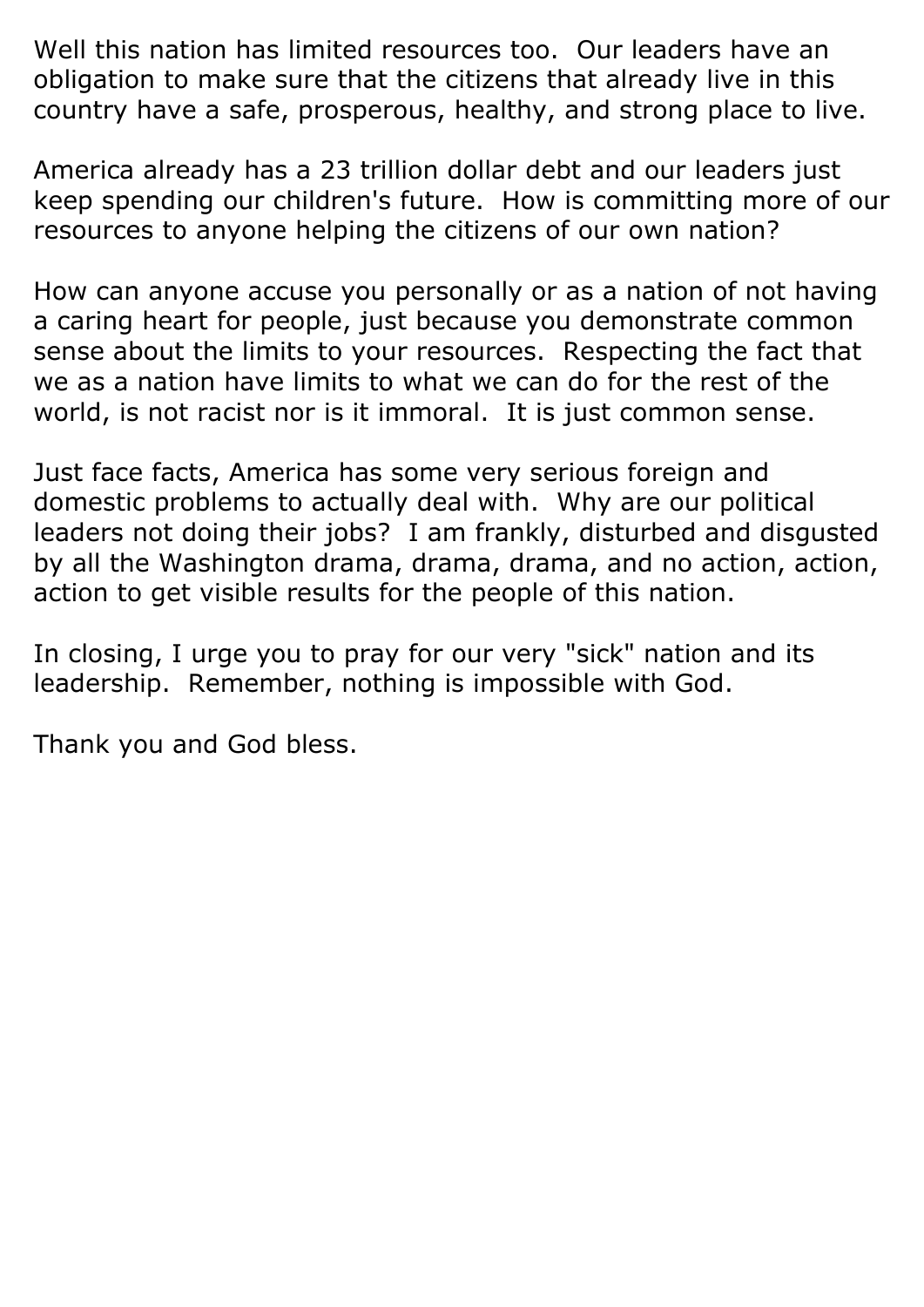Well this nation has limited resources too. Our leaders have an obligation to make sure that the citizens that already live in this country have a safe, prosperous, healthy, and strong place to live.

America already has a 23 trillion dollar debt and our leaders just keep spending our children's future. How is committing more of our resources to anyone helping the citizens of our own nation?

How can anyone accuse you personally or as a nation of not having a caring heart for people, just because you demonstrate common sense about the limits to your resources. Respecting the fact that we as a nation have limits to what we can do for the rest of the world, is not racist nor is it immoral. It is just common sense.

Just face facts, America has some very serious foreign and domestic problems to actually deal with. Why are our political leaders not doing their jobs? I am frankly, disturbed and disgusted by all the Washington drama, drama, drama, and no action, action, action to get visible results for the people of this nation.

In closing, I urge you to pray for our very "sick" nation and its leadership. Remember, nothing is impossible with God.

Thank you and God bless.